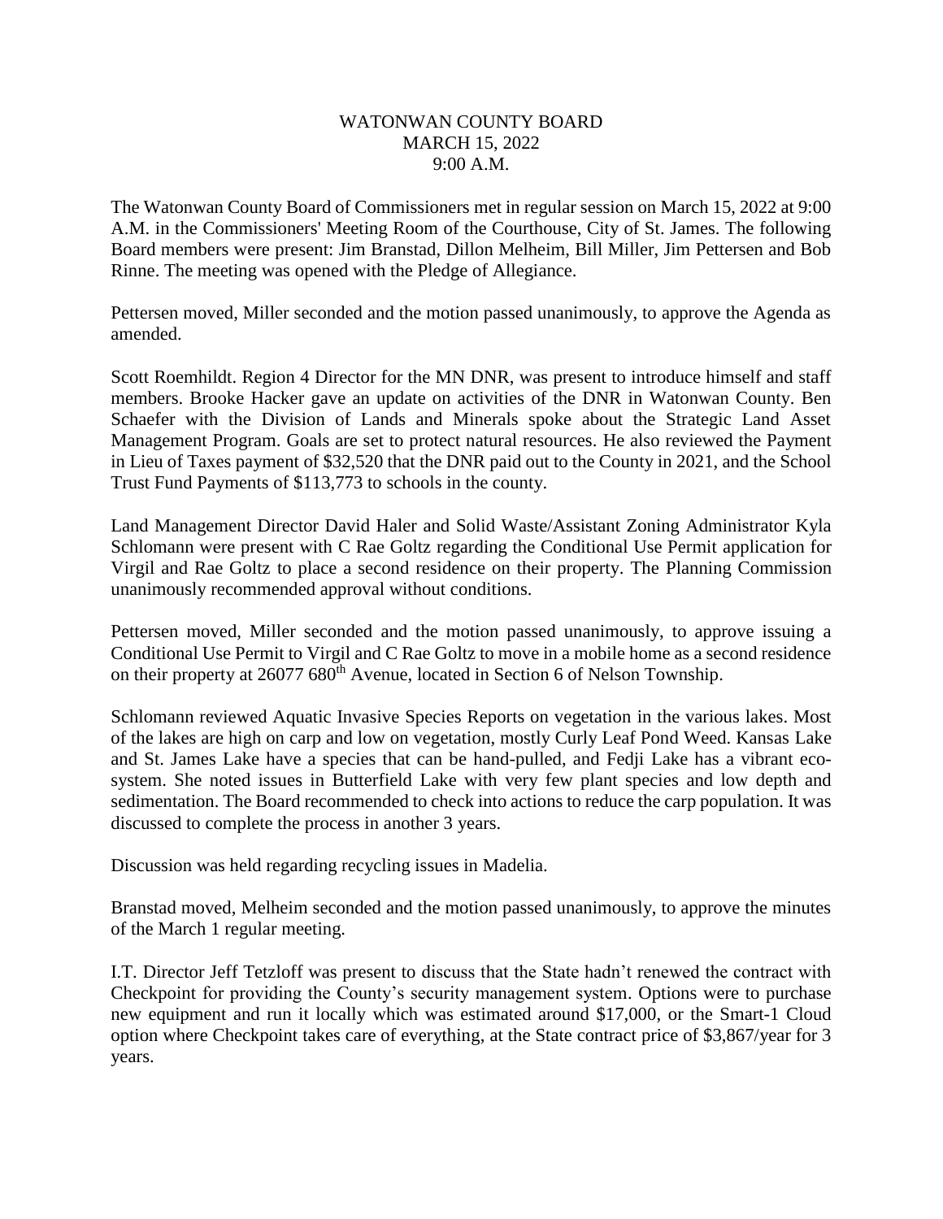# WATONWAN COUNTY BOARD
## MARCH 15, 2022
## 9:00 A.M.

The Watonwan County Board of Commissioners met in regular session on March 15, 2022 at 9:00 A.M. in the Commissioners' Meeting Room of the Courthouse, City of St. James. The following Board members were present: Jim Branstad, Dillon Melheim, Bill Miller, Jim Pettersen and Bob Rinne. The meeting was opened with the Pledge of Allegiance.

Pettersen moved, Miller seconded and the motion passed unanimously, to approve the Agenda as amended.

Scott Roemhildt. Region 4 Director for the MN DNR, was present to introduce himself and staff members. Brooke Hacker gave an update on activities of the DNR in Watonwan County. Ben Schaefer with the Division of Lands and Minerals spoke about the Strategic Land Asset Management Program. Goals are set to protect natural resources. He also reviewed the Payment in Lieu of Taxes payment of $32,520 that the DNR paid out to the County in 2021, and the School Trust Fund Payments of $113,773 to schools in the county.

Land Management Director David Haler and Solid Waste/Assistant Zoning Administrator Kyla Schlomann were present with C Rae Goltz regarding the Conditional Use Permit application for Virgil and Rae Goltz to place a second residence on their property. The Planning Commission unanimously recommended approval without conditions.

Pettersen moved, Miller seconded and the motion passed unanimously, to approve issuing a Conditional Use Permit to Virgil and C Rae Goltz to move in a mobile home as a second residence on their property at 26077 680th Avenue, located in Section 6 of Nelson Township.

Schlomann reviewed Aquatic Invasive Species Reports on vegetation in the various lakes. Most of the lakes are high on carp and low on vegetation, mostly Curly Leaf Pond Weed. Kansas Lake and St. James Lake have a species that can be hand-pulled, and Fedji Lake has a vibrant eco-system. She noted issues in Butterfield Lake with very few plant species and low depth and sedimentation. The Board recommended to check into actions to reduce the carp population. It was discussed to complete the process in another 3 years.

Discussion was held regarding recycling issues in Madelia.

Branstad moved, Melheim seconded and the motion passed unanimously, to approve the minutes of the March 1 regular meeting.

I.T. Director Jeff Tetzloff was present to discuss that the State hadn't renewed the contract with Checkpoint for providing the County's security management system. Options were to purchase new equipment and run it locally which was estimated around $17,000, or the Smart-1 Cloud option where Checkpoint takes care of everything, at the State contract price of $3,867/year for 3 years.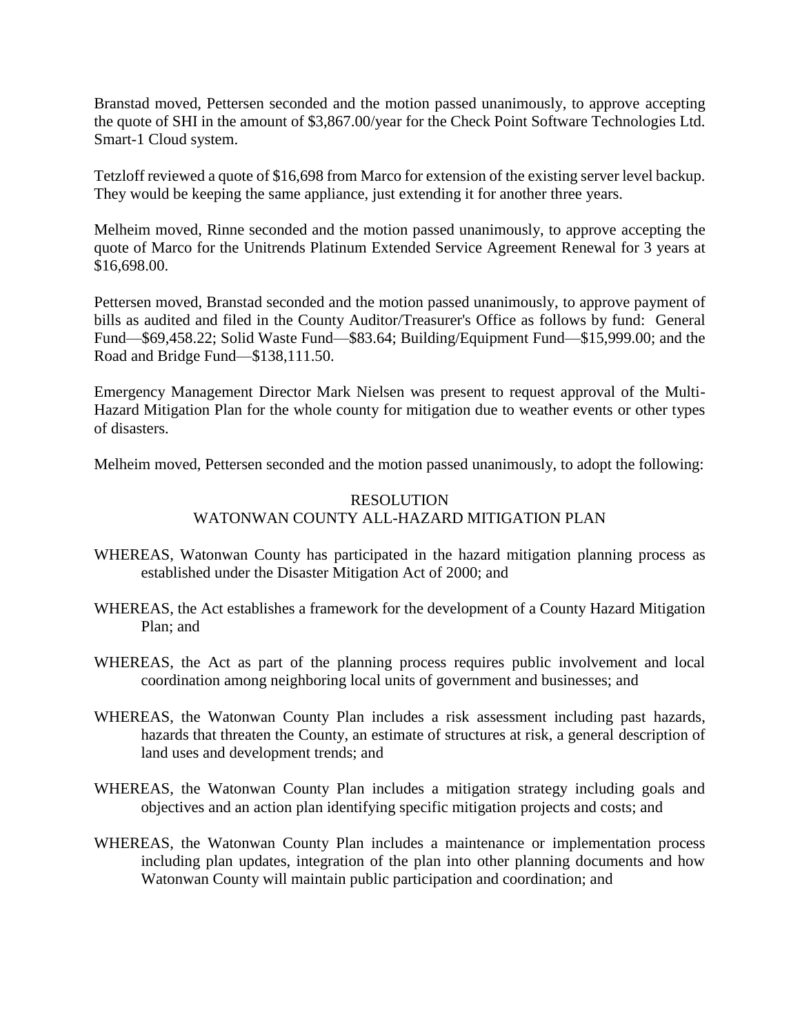Branstad moved, Pettersen seconded and the motion passed unanimously, to approve accepting the quote of SHI in the amount of $3,867.00/year for the Check Point Software Technologies Ltd. Smart-1 Cloud system.

Tetzloff reviewed a quote of $16,698 from Marco for extension of the existing server level backup. They would be keeping the same appliance, just extending it for another three years.

Melheim moved, Rinne seconded and the motion passed unanimously, to approve accepting the quote of Marco for the Unitrends Platinum Extended Service Agreement Renewal for 3 years at $16,698.00.

Pettersen moved, Branstad seconded and the motion passed unanimously, to approve payment of bills as audited and filed in the County Auditor/Treasurer's Office as follows by fund: General Fund—$69,458.22; Solid Waste Fund—$83.64; Building/Equipment Fund—$15,999.00; and the Road and Bridge Fund—$138,111.50.

Emergency Management Director Mark Nielsen was present to request approval of the Multi-Hazard Mitigation Plan for the whole county for mitigation due to weather events or other types of disasters.

Melheim moved, Pettersen seconded and the motion passed unanimously, to adopt the following:

RESOLUTION
WATONWAN COUNTY ALL-HAZARD MITIGATION PLAN

WHEREAS, Watonwan County has participated in the hazard mitigation planning process as established under the Disaster Mitigation Act of 2000; and

WHEREAS, the Act establishes a framework for the development of a County Hazard Mitigation Plan; and

WHEREAS, the Act as part of the planning process requires public involvement and local coordination among neighboring local units of government and businesses; and

WHEREAS, the Watonwan County Plan includes a risk assessment including past hazards, hazards that threaten the County, an estimate of structures at risk, a general description of land uses and development trends; and

WHEREAS, the Watonwan County Plan includes a mitigation strategy including goals and objectives and an action plan identifying specific mitigation projects and costs; and

WHEREAS, the Watonwan County Plan includes a maintenance or implementation process including plan updates, integration of the plan into other planning documents and how Watonwan County will maintain public participation and coordination; and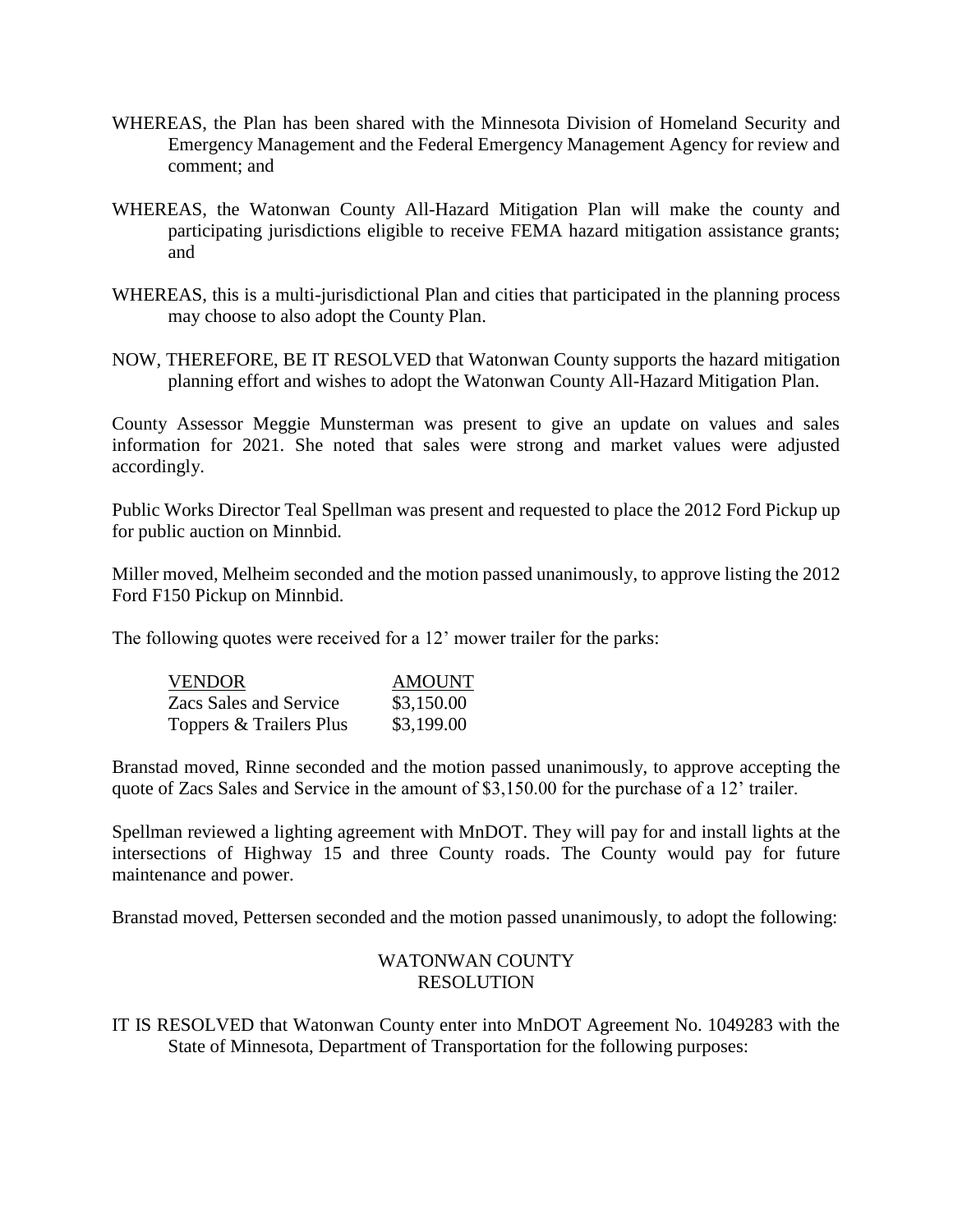WHEREAS, the Plan has been shared with the Minnesota Division of Homeland Security and Emergency Management and the Federal Emergency Management Agency for review and comment; and

WHEREAS, the Watonwan County All-Hazard Mitigation Plan will make the county and participating jurisdictions eligible to receive FEMA hazard mitigation assistance grants; and

WHEREAS, this is a multi-jurisdictional Plan and cities that participated in the planning process may choose to also adopt the County Plan.

NOW, THEREFORE, BE IT RESOLVED that Watonwan County supports the hazard mitigation planning effort and wishes to adopt the Watonwan County All-Hazard Mitigation Plan.

County Assessor Meggie Munsterman was present to give an update on values and sales information for 2021. She noted that sales were strong and market values were adjusted accordingly.

Public Works Director Teal Spellman was present and requested to place the 2012 Ford Pickup up for public auction on Minnbid.

Miller moved, Melheim seconded and the motion passed unanimously, to approve listing the 2012 Ford F150 Pickup on Minnbid.

The following quotes were received for a 12' mower trailer for the parks:

| VENDOR | AMOUNT |
|---|---|
| Zacs Sales and Service | $3,150.00 |
| Toppers & Trailers Plus | $3,199.00 |

Branstad moved, Rinne seconded and the motion passed unanimously, to approve accepting the quote of Zacs Sales and Service in the amount of $3,150.00 for the purchase of a 12' trailer.

Spellman reviewed a lighting agreement with MnDOT. They will pay for and install lights at the intersections of Highway 15 and three County roads. The County would pay for future maintenance and power.

Branstad moved, Pettersen seconded and the motion passed unanimously, to adopt the following:

WATONWAN COUNTY
RESOLUTION

IT IS RESOLVED that Watonwan County enter into MnDOT Agreement No. 1049283 with the State of Minnesota, Department of Transportation for the following purposes: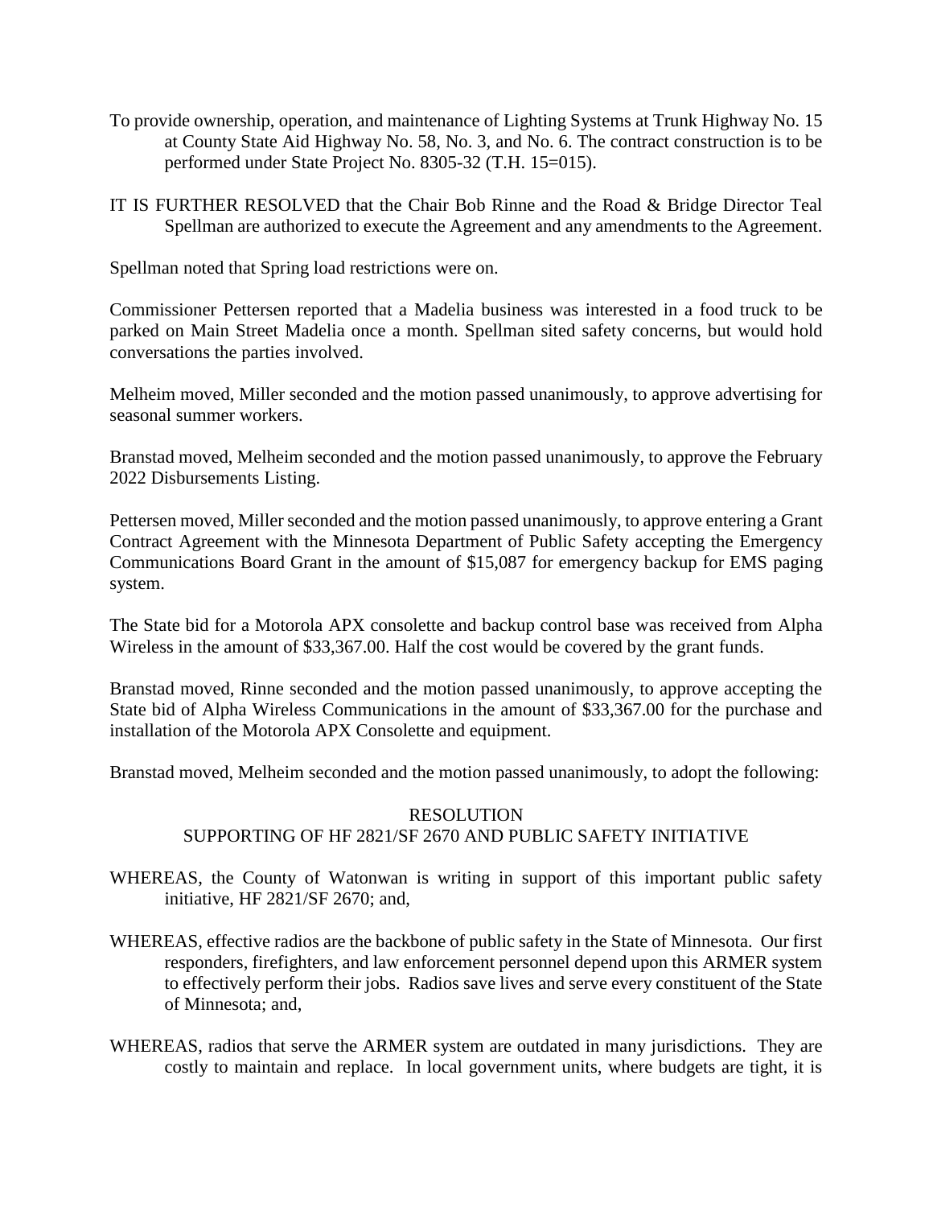To provide ownership, operation, and maintenance of Lighting Systems at Trunk Highway No. 15 at County State Aid Highway No. 58, No. 3, and No. 6. The contract construction is to be performed under State Project No. 8305-32 (T.H. 15=015).

IT IS FURTHER RESOLVED that the Chair Bob Rinne and the Road & Bridge Director Teal Spellman are authorized to execute the Agreement and any amendments to the Agreement.

Spellman noted that Spring load restrictions were on.

Commissioner Pettersen reported that a Madelia business was interested in a food truck to be parked on Main Street Madelia once a month. Spellman sited safety concerns, but would hold conversations the parties involved.

Melheim moved, Miller seconded and the motion passed unanimously, to approve advertising for seasonal summer workers.

Branstad moved, Melheim seconded and the motion passed unanimously, to approve the February 2022 Disbursements Listing.

Pettersen moved, Miller seconded and the motion passed unanimously, to approve entering a Grant Contract Agreement with the Minnesota Department of Public Safety accepting the Emergency Communications Board Grant in the amount of $15,087 for emergency backup for EMS paging system.

The State bid for a Motorola APX consolette and backup control base was received from Alpha Wireless in the amount of $33,367.00. Half the cost would be covered by the grant funds.

Branstad moved, Rinne seconded and the motion passed unanimously, to approve accepting the State bid of Alpha Wireless Communications in the amount of $33,367.00 for the purchase and installation of the Motorola APX Consolette and equipment.

Branstad moved, Melheim seconded and the motion passed unanimously, to adopt the following:

RESOLUTION
SUPPORTING OF HF 2821/SF 2670 AND PUBLIC SAFETY INITIATIVE

WHEREAS, the County of Watonwan is writing in support of this important public safety initiative, HF 2821/SF 2670; and,

WHEREAS, effective radios are the backbone of public safety in the State of Minnesota. Our first responders, firefighters, and law enforcement personnel depend upon this ARMER system to effectively perform their jobs. Radios save lives and serve every constituent of the State of Minnesota; and,

WHEREAS, radios that serve the ARMER system are outdated in many jurisdictions. They are costly to maintain and replace. In local government units, where budgets are tight, it is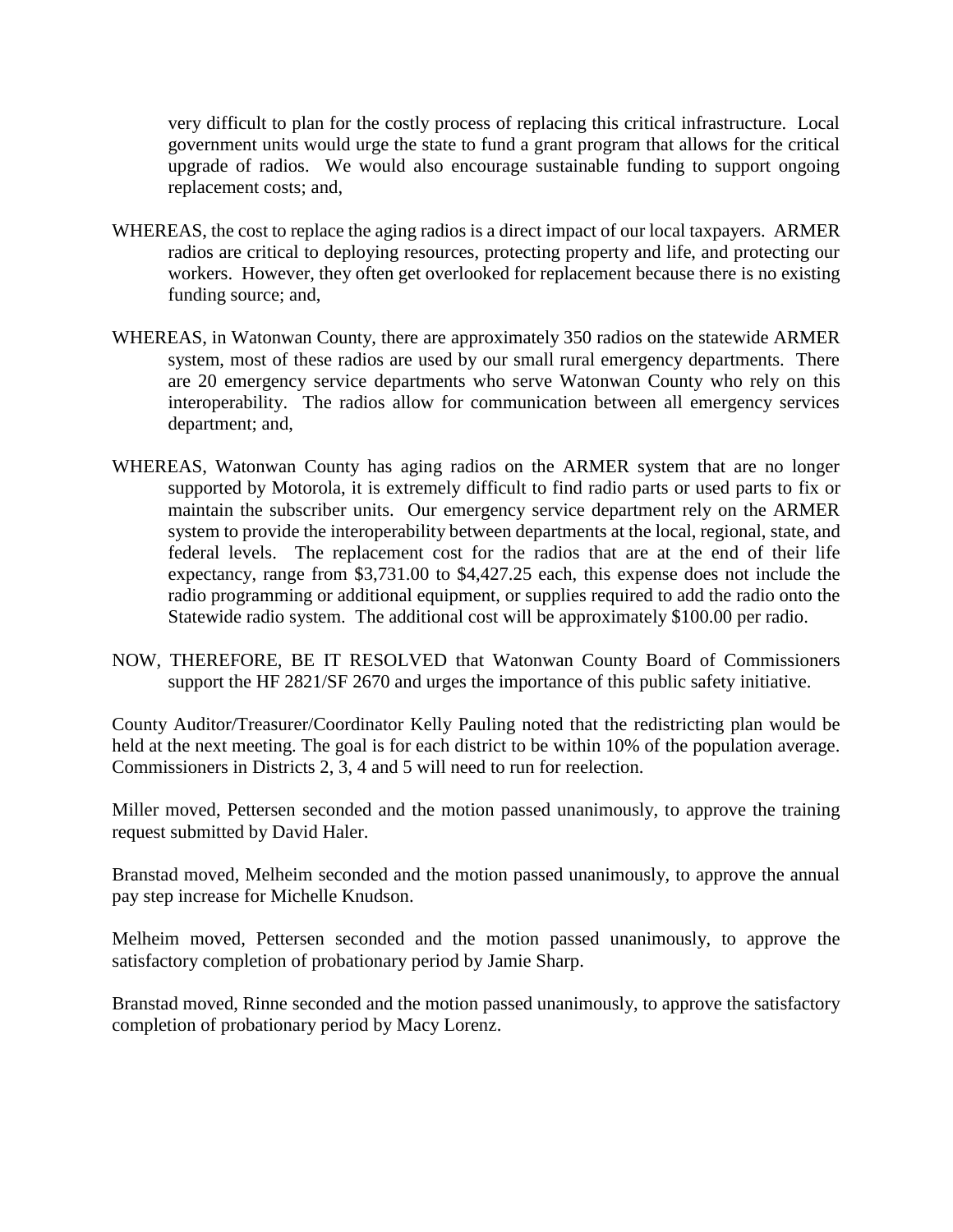very difficult to plan for the costly process of replacing this critical infrastructure. Local government units would urge the state to fund a grant program that allows for the critical upgrade of radios. We would also encourage sustainable funding to support ongoing replacement costs; and,

WHEREAS, the cost to replace the aging radios is a direct impact of our local taxpayers. ARMER radios are critical to deploying resources, protecting property and life, and protecting our workers. However, they often get overlooked for replacement because there is no existing funding source; and,

WHEREAS, in Watonwan County, there are approximately 350 radios on the statewide ARMER system, most of these radios are used by our small rural emergency departments. There are 20 emergency service departments who serve Watonwan County who rely on this interoperability. The radios allow for communication between all emergency services department; and,

WHEREAS, Watonwan County has aging radios on the ARMER system that are no longer supported by Motorola, it is extremely difficult to find radio parts or used parts to fix or maintain the subscriber units. Our emergency service department rely on the ARMER system to provide the interoperability between departments at the local, regional, state, and federal levels. The replacement cost for the radios that are at the end of their life expectancy, range from $3,731.00 to $4,427.25 each, this expense does not include the radio programming or additional equipment, or supplies required to add the radio onto the Statewide radio system. The additional cost will be approximately $100.00 per radio.

NOW, THEREFORE, BE IT RESOLVED that Watonwan County Board of Commissioners support the HF 2821/SF 2670 and urges the importance of this public safety initiative.

County Auditor/Treasurer/Coordinator Kelly Pauling noted that the redistricting plan would be held at the next meeting. The goal is for each district to be within 10% of the population average. Commissioners in Districts 2, 3, 4 and 5 will need to run for reelection.

Miller moved, Pettersen seconded and the motion passed unanimously, to approve the training request submitted by David Haler.

Branstad moved, Melheim seconded and the motion passed unanimously, to approve the annual pay step increase for Michelle Knudson.

Melheim moved, Pettersen seconded and the motion passed unanimously, to approve the satisfactory completion of probationary period by Jamie Sharp.

Branstad moved, Rinne seconded and the motion passed unanimously, to approve the satisfactory completion of probationary period by Macy Lorenz.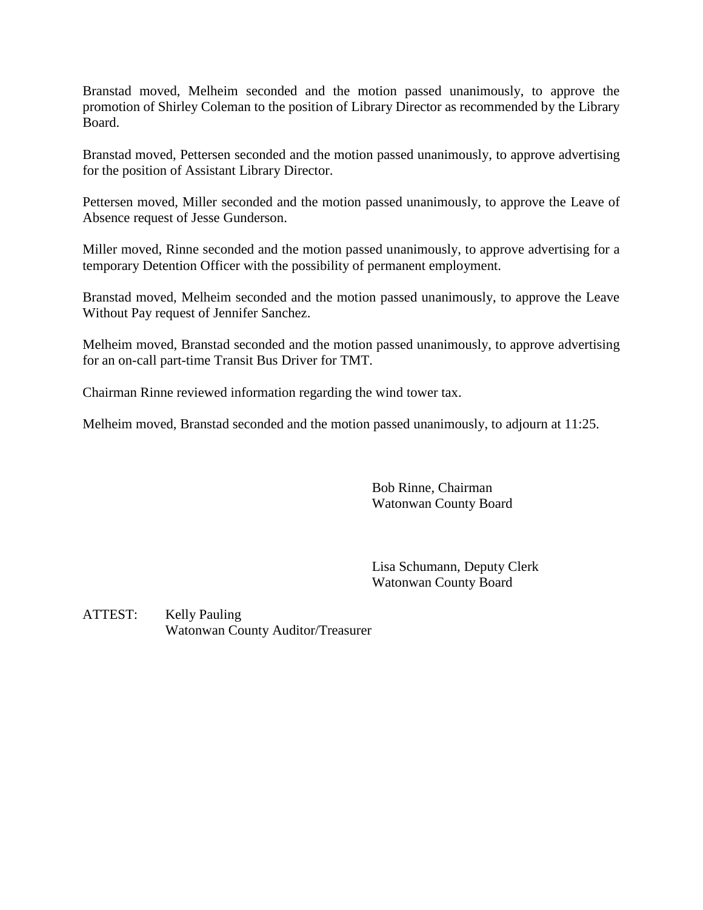Branstad moved, Melheim seconded and the motion passed unanimously, to approve the promotion of Shirley Coleman to the position of Library Director as recommended by the Library Board.

Branstad moved, Pettersen seconded and the motion passed unanimously, to approve advertising for the position of Assistant Library Director.

Pettersen moved, Miller seconded and the motion passed unanimously, to approve the Leave of Absence request of Jesse Gunderson.

Miller moved, Rinne seconded and the motion passed unanimously, to approve advertising for a temporary Detention Officer with the possibility of permanent employment.

Branstad moved, Melheim seconded and the motion passed unanimously, to approve the Leave Without Pay request of Jennifer Sanchez.

Melheim moved, Branstad seconded and the motion passed unanimously, to approve advertising for an on-call part-time Transit Bus Driver for TMT.

Chairman Rinne reviewed information regarding the wind tower tax.

Melheim moved, Branstad seconded and the motion passed unanimously, to adjourn at 11:25.

Bob Rinne, Chairman
Watonwan County Board

Lisa Schumann, Deputy Clerk
Watonwan County Board

ATTEST: Kelly Pauling
Watonwan County Auditor/Treasurer